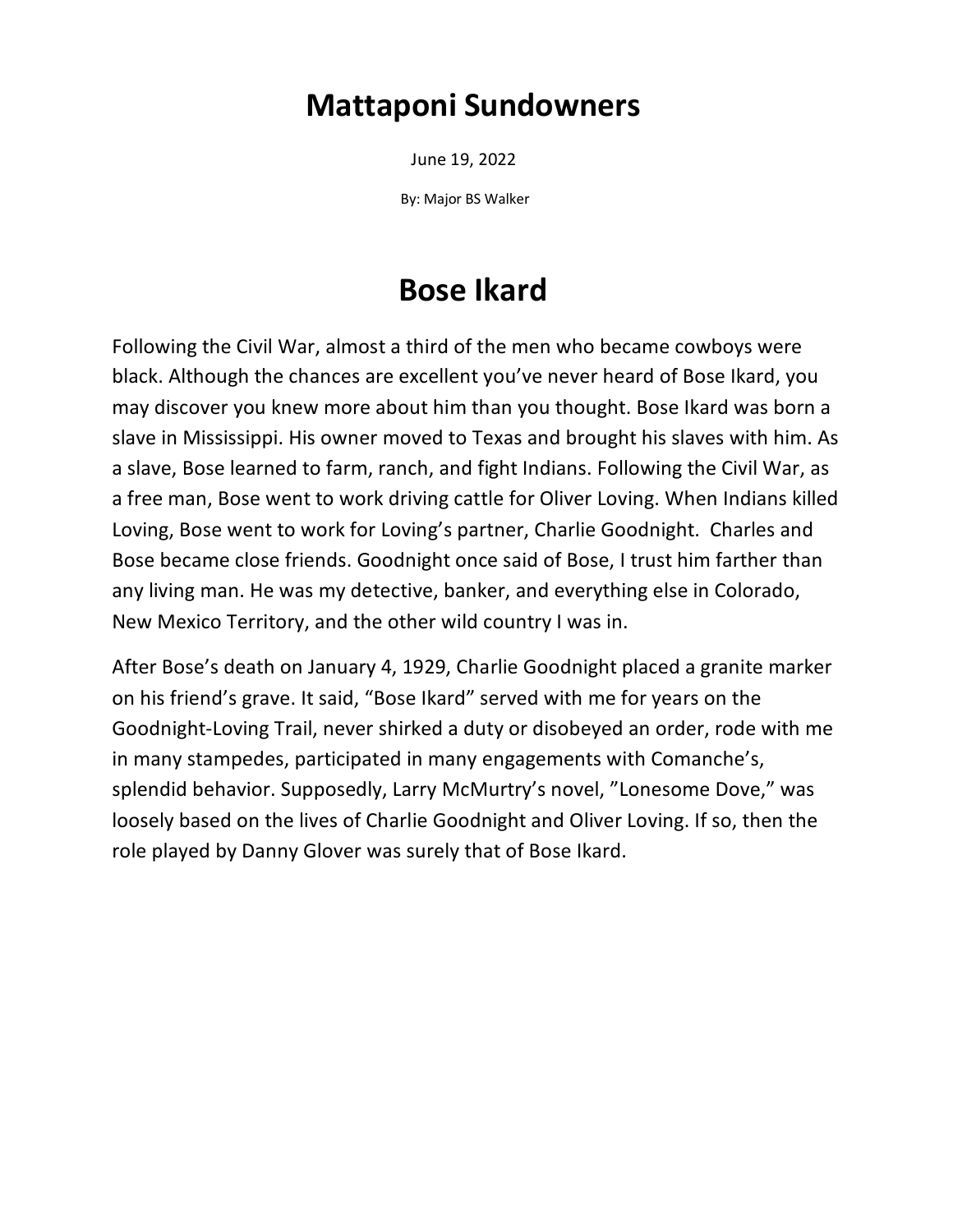# Mattaponi Sundowners

June 19, 2022

By: Major BS Walker

# Bose Ikard

Following the Civil War, almost a third of the men who became cowboys were black. Although the chances are excellent you've never heard of Bose Ikard, you may discover you knew more about him than you thought. Bose Ikard was born a slave in Mississippi. His owner moved to Texas and brought his slaves with him. As a slave, Bose learned to farm, ranch, and fight Indians. Following the Civil War, as a free man, Bose went to work driving cattle for Oliver Loving. When Indians killed Loving, Bose went to work for Loving's partner, Charlie Goodnight. Charles and Bose became close friends. Goodnight once said of Bose, I trust him farther than any living man. He was my detective, banker, and everything else in Colorado, New Mexico Territory, and the other wild country I was in.

After Bose's death on January 4, 1929, Charlie Goodnight placed a granite marker on his friend's grave. It said, "Bose Ikard" served with me for years on the Goodnight-Loving Trail, never shirked a duty or disobeyed an order, rode with me in many stampedes, participated in many engagements with Comanche's, splendid behavior. Supposedly, Larry McMurtry's novel, "Lonesome Dove," was loosely based on the lives of Charlie Goodnight and Oliver Loving. If so, then the role played by Danny Glover was surely that of Bose Ikard.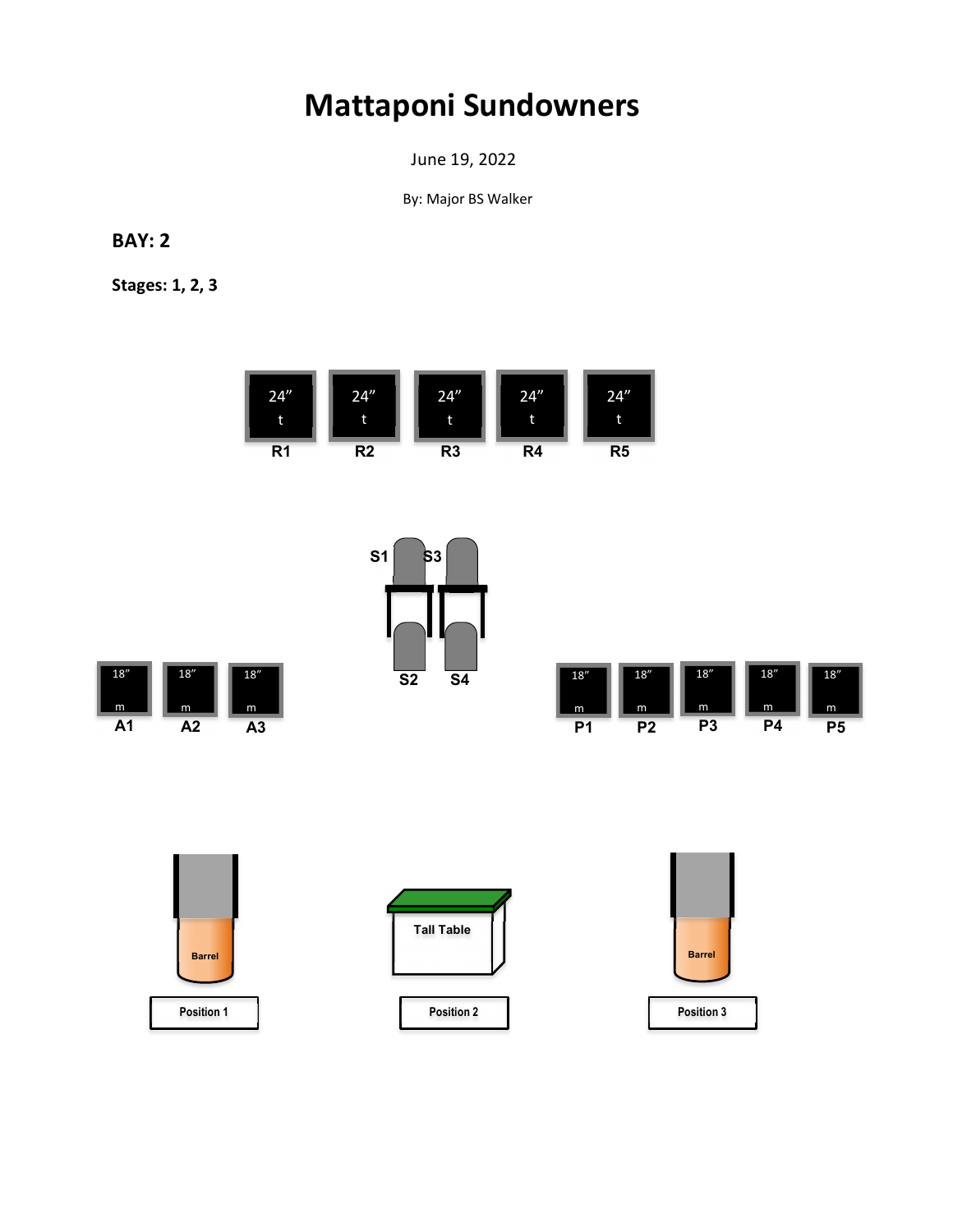# Mattaponi Sundowners

June 19, 2022

By: Major BS Walker

**BAY: 2**

**Stages: 1, 2, 3**

24″ t **R1** 24″ t **R2** 24″ t **R3** 24″ t **R4** 24″ t **R5**

**S1** **S3**

**S2** **S4**

18″ m **A1** 18″ m **A2** 18″ m **A3**

18″ m **P1** 18″ m **P2** 18″ m **P3** 18″ m **P4** 18″ m **P5**

Barrel — Position 1

Tall Table — Position 2

Barrel — Position 3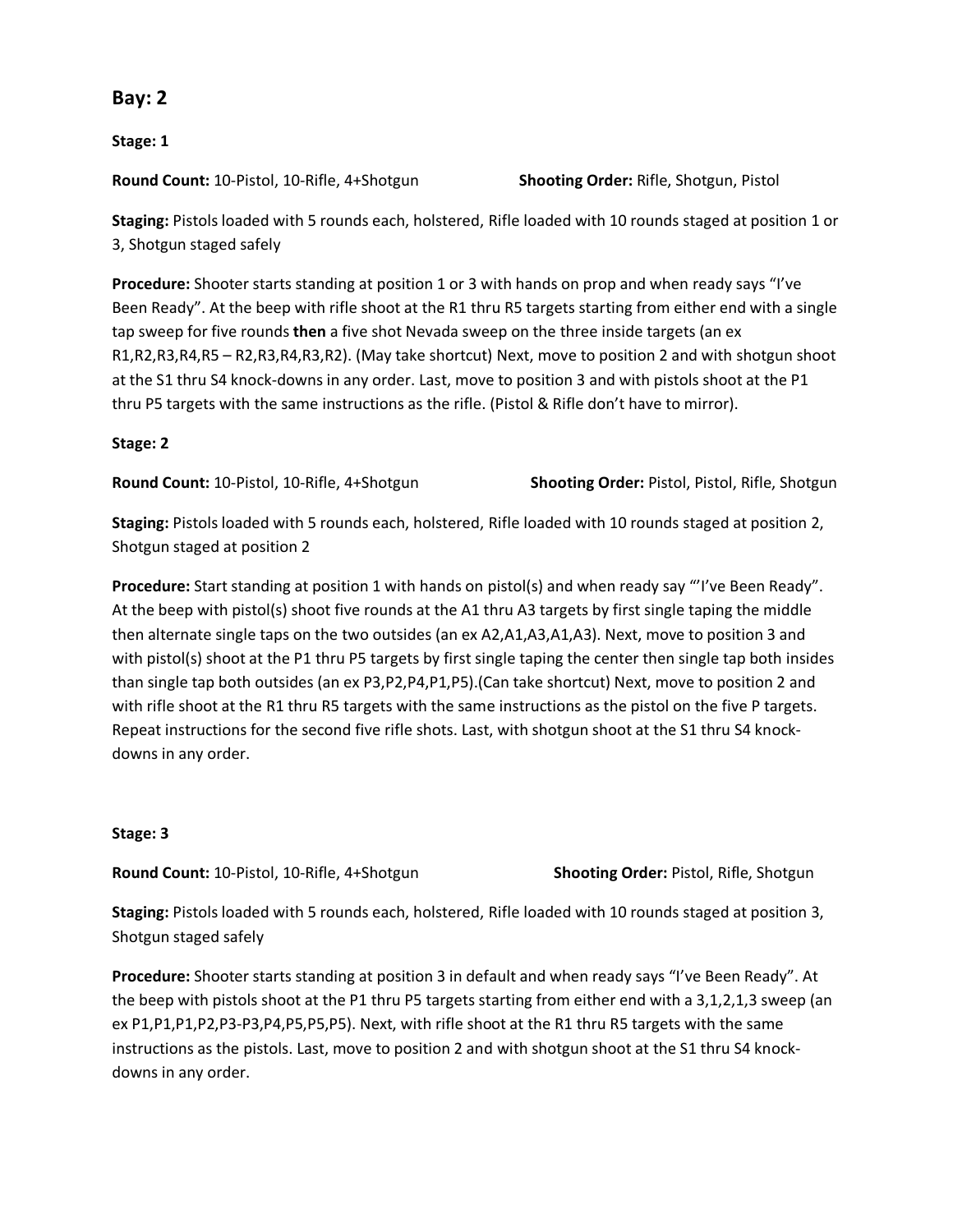## Bay: 2

**Stage: 1**

**Round Count:** 10-Pistol, 10-Rifle, 4+Shotgun **Shooting Order:** Rifle, Shotgun, Pistol

**Staging:** Pistols loaded with 5 rounds each, holstered, Rifle loaded with 10 rounds staged at position 1 or 3, Shotgun staged safely

**Procedure:** Shooter starts standing at position 1 or 3 with hands on prop and when ready says "I've Been Ready". At the beep with rifle shoot at the R1 thru R5 targets starting from either end with a single tap sweep for five rounds **then** a five shot Nevada sweep on the three inside targets (an ex R1,R2,R3,R4,R5 – R2,R3,R4,R3,R2). (May take shortcut) Next, move to position 2 and with shotgun shoot at the S1 thru S4 knock-downs in any order. Last, move to position 3 and with pistols shoot at the P1 thru P5 targets with the same instructions as the rifle. (Pistol & Rifle don't have to mirror).

**Stage: 2**

**Round Count:** 10-Pistol, 10-Rifle, 4+Shotgun **Shooting Order:** Pistol, Pistol, Rifle, Shotgun

**Staging:** Pistols loaded with 5 rounds each, holstered, Rifle loaded with 10 rounds staged at position 2, Shotgun staged at position 2

**Procedure:** Start standing at position 1 with hands on pistol(s) and when ready say "'I've Been Ready". At the beep with pistol(s) shoot five rounds at the A1 thru A3 targets by first single taping the middle then alternate single taps on the two outsides (an ex A2,A1,A3,A1,A3). Next, move to position 3 and with pistol(s) shoot at the P1 thru P5 targets by first single taping the center then single tap both insides than single tap both outsides (an ex P3,P2,P4,P1,P5).(Can take shortcut) Next, move to position 2 and with rifle shoot at the R1 thru R5 targets with the same instructions as the pistol on the five P targets. Repeat instructions for the second five rifle shots. Last, with shotgun shoot at the S1 thru S4 knock-downs in any order.

**Stage: 3**

**Round Count:** 10-Pistol, 10-Rifle, 4+Shotgun **Shooting Order:** Pistol, Rifle, Shotgun

**Staging:** Pistols loaded with 5 rounds each, holstered, Rifle loaded with 10 rounds staged at position 3, Shotgun staged safely

**Procedure:** Shooter starts standing at position 3 in default and when ready says "I've Been Ready". At the beep with pistols shoot at the P1 thru P5 targets starting from either end with a 3,1,2,1,3 sweep (an ex P1,P1,P1,P2,P3-P3,P4,P5,P5,P5). Next, with rifle shoot at the R1 thru R5 targets with the same instructions as the pistols. Last, move to position 2 and with shotgun shoot at the S1 thru S4 knock-downs in any order.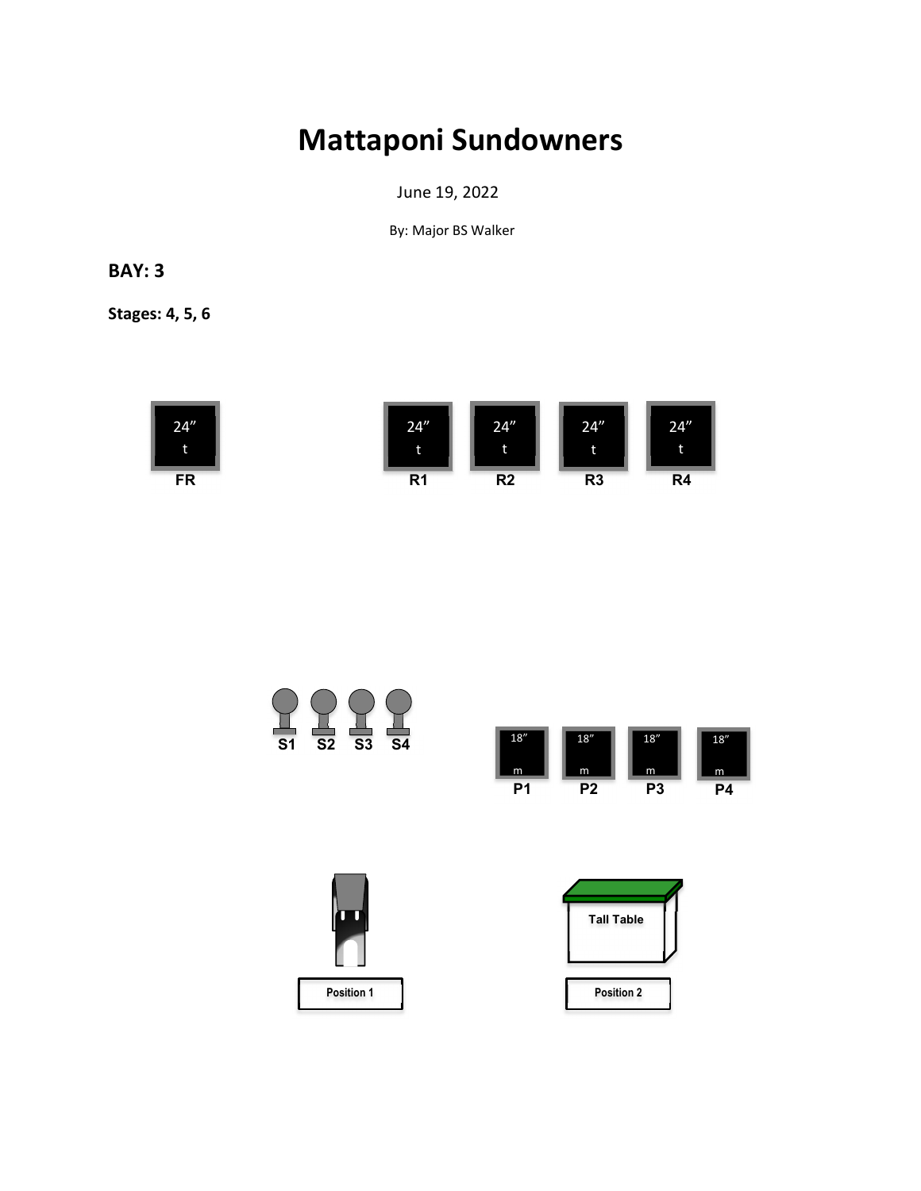# Mattaponi Sundowners

June 19, 2022

By: Major BS Walker

**BAY: 3**

**Stages: 4, 5, 6**

24″ t
FR

24″ t
R1

24″ t
R2

24″ t
R3

24″ t
R4

S1 S2 S3 S4

18″ m
P1

18″ m
P2

18″ m
P3

18″ m
P4

Position 1

Tall Table
Position 2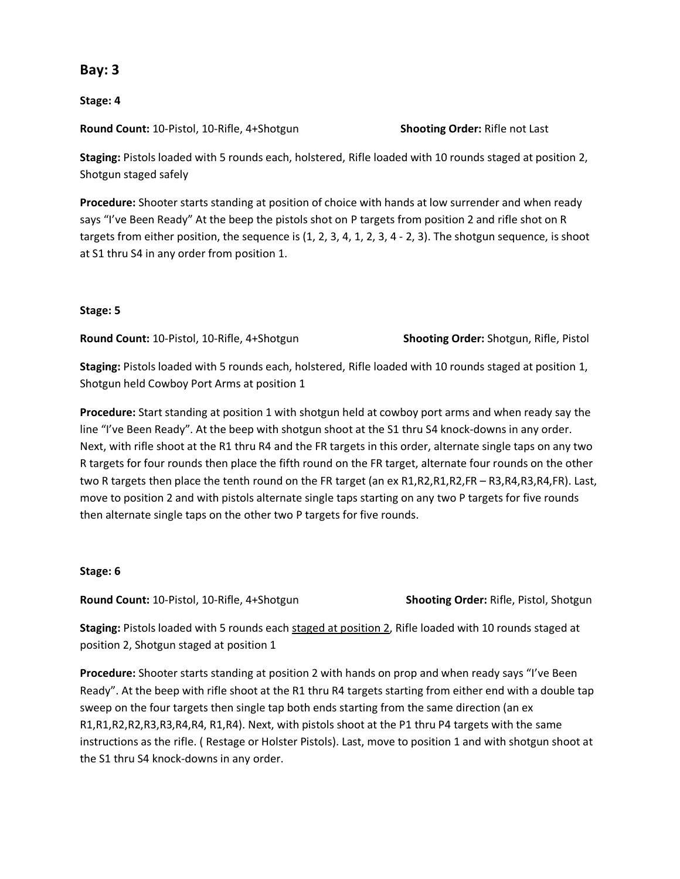## Bay: 3

**Stage: 4**

**Round Count:** 10-Pistol, 10-Rifle, 4+Shotgun **Shooting Order:** Rifle not Last

**Staging:** Pistols loaded with 5 rounds each, holstered, Rifle loaded with 10 rounds staged at position 2, Shotgun staged safely

**Procedure:** Shooter starts standing at position of choice with hands at low surrender and when ready says "I've Been Ready" At the beep the pistols shot on P targets from position 2 and rifle shot on R targets from either position, the sequence is (1, 2, 3, 4, 1, 2, 3, 4 - 2, 3). The shotgun sequence, is shoot at S1 thru S4 in any order from position 1.

**Stage: 5**

**Round Count:** 10-Pistol, 10-Rifle, 4+Shotgun **Shooting Order:** Shotgun, Rifle, Pistol

**Staging:** Pistols loaded with 5 rounds each, holstered, Rifle loaded with 10 rounds staged at position 1, Shotgun held Cowboy Port Arms at position 1

**Procedure:** Start standing at position 1 with shotgun held at cowboy port arms and when ready say the line "I've Been Ready". At the beep with shotgun shoot at the S1 thru S4 knock-downs in any order. Next, with rifle shoot at the R1 thru R4 and the FR targets in this order, alternate single taps on any two R targets for four rounds then place the fifth round on the FR target, alternate four rounds on the other two R targets then place the tenth round on the FR target (an ex R1,R2,R1,R2,FR – R3,R4,R3,R4,FR). Last, move to position 2 and with pistols alternate single taps starting on any two P targets for five rounds then alternate single taps on the other two P targets for five rounds.

**Stage: 6**

**Round Count:** 10-Pistol, 10-Rifle, 4+Shotgun **Shooting Order:** Rifle, Pistol, Shotgun

**Staging:** Pistols loaded with 5 rounds each <u>staged at position 2</u>, Rifle loaded with 10 rounds staged at position 2, Shotgun staged at position 1

**Procedure:** Shooter starts standing at position 2 with hands on prop and when ready says "I've Been Ready". At the beep with rifle shoot at the R1 thru R4 targets starting from either end with a double tap sweep on the four targets then single tap both ends starting from the same direction (an ex R1,R1,R2,R2,R3,R3,R4,R4, R1,R4). Next, with pistols shoot at the P1 thru P4 targets with the same instructions as the rifle. ( Restage or Holster Pistols). Last, move to position 1 and with shotgun shoot at the S1 thru S4 knock-downs in any order.